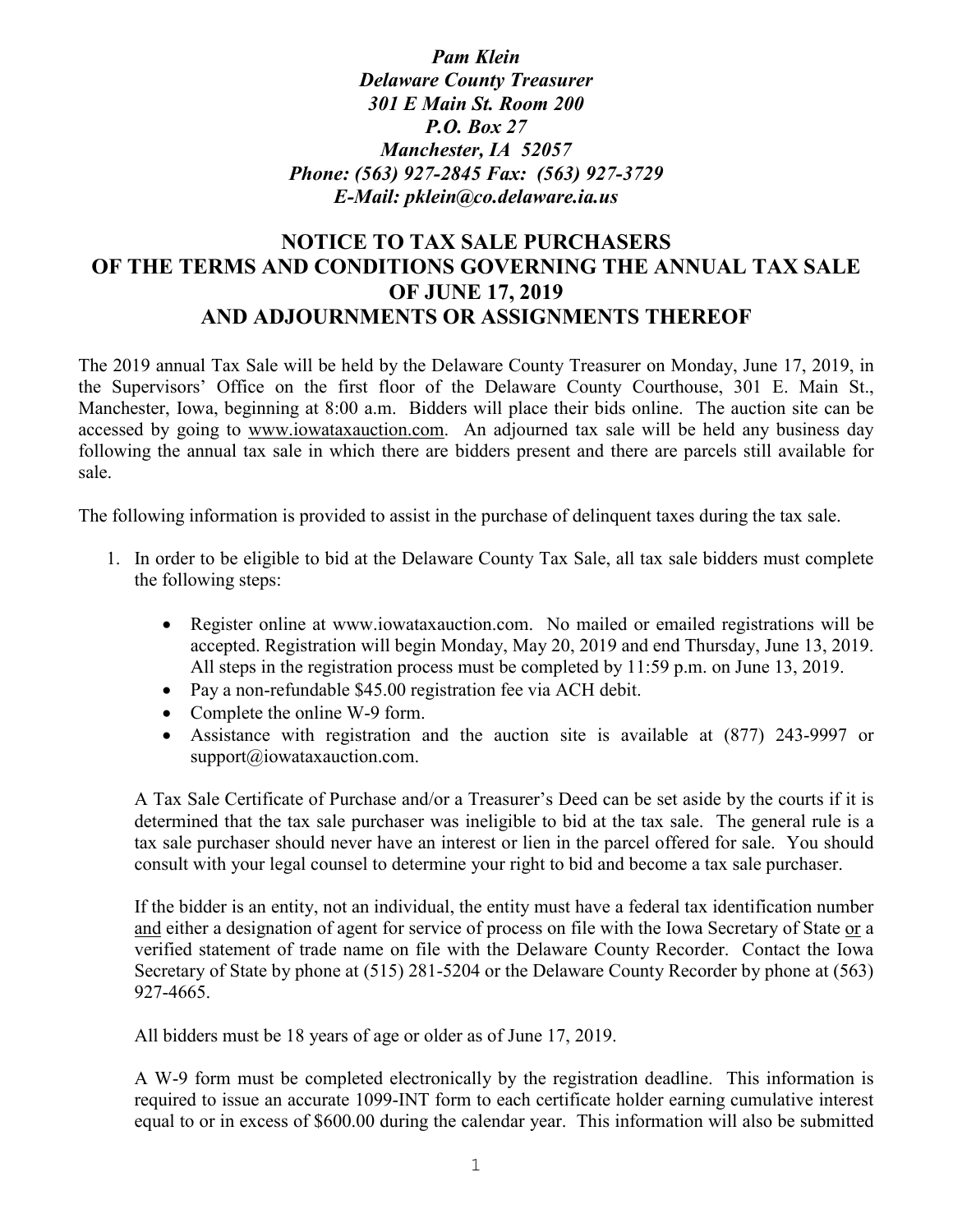***Pam Klein***
***Delaware County Treasurer***
***301 E Main St. Room 200***
***P.O. Box 27***
***Manchester, IA 52057***
***Phone: (563) 927-2845 Fax: (563) 927-3729***
***E-Mail: pklein@co.delaware.ia.us***

# NOTICE TO TAX SALE PURCHASERS OF THE TERMS AND CONDITIONS GOVERNING THE ANNUAL TAX SALE OF JUNE 17, 2019 AND ADJOURNMENTS OR ASSIGNMENTS THEREOF

The 2019 annual Tax Sale will be held by the Delaware County Treasurer on Monday, June 17, 2019, in the Supervisors' Office on the first floor of the Delaware County Courthouse, 301 E. Main St., Manchester, Iowa, beginning at 8:00 a.m. Bidders will place their bids online. The auction site can be accessed by going to www.iowataxauction.com. An adjourned tax sale will be held any business day following the annual tax sale in which there are bidders present and there are parcels still available for sale.

The following information is provided to assist in the purchase of delinquent taxes during the tax sale.

1. In order to be eligible to bid at the Delaware County Tax Sale, all tax sale bidders must complete the following steps:

    - Register online at www.iowataxauction.com. No mailed or emailed registrations will be accepted. Registration will begin Monday, May 20, 2019 and end Thursday, June 13, 2019. All steps in the registration process must be completed by 11:59 p.m. on June 13, 2019.
    - Pay a non-refundable $45.00 registration fee via ACH debit.
    - Complete the online W-9 form.
    - Assistance with registration and the auction site is available at (877) 243-9997 or support@iowataxauction.com.

    A Tax Sale Certificate of Purchase and/or a Treasurer's Deed can be set aside by the courts if it is determined that the tax sale purchaser was ineligible to bid at the tax sale. The general rule is a tax sale purchaser should never have an interest or lien in the parcel offered for sale. You should consult with your legal counsel to determine your right to bid and become a tax sale purchaser.

    If the bidder is an entity, not an individual, the entity must have a federal tax identification number and either a designation of agent for service of process on file with the Iowa Secretary of State or a verified statement of trade name on file with the Delaware County Recorder. Contact the Iowa Secretary of State by phone at (515) 281-5204 or the Delaware County Recorder by phone at (563) 927-4665.

    All bidders must be 18 years of age or older as of June 17, 2019.

    A W-9 form must be completed electronically by the registration deadline. This information is required to issue an accurate 1099-INT form to each certificate holder earning cumulative interest equal to or in excess of $600.00 during the calendar year. This information will also be submitted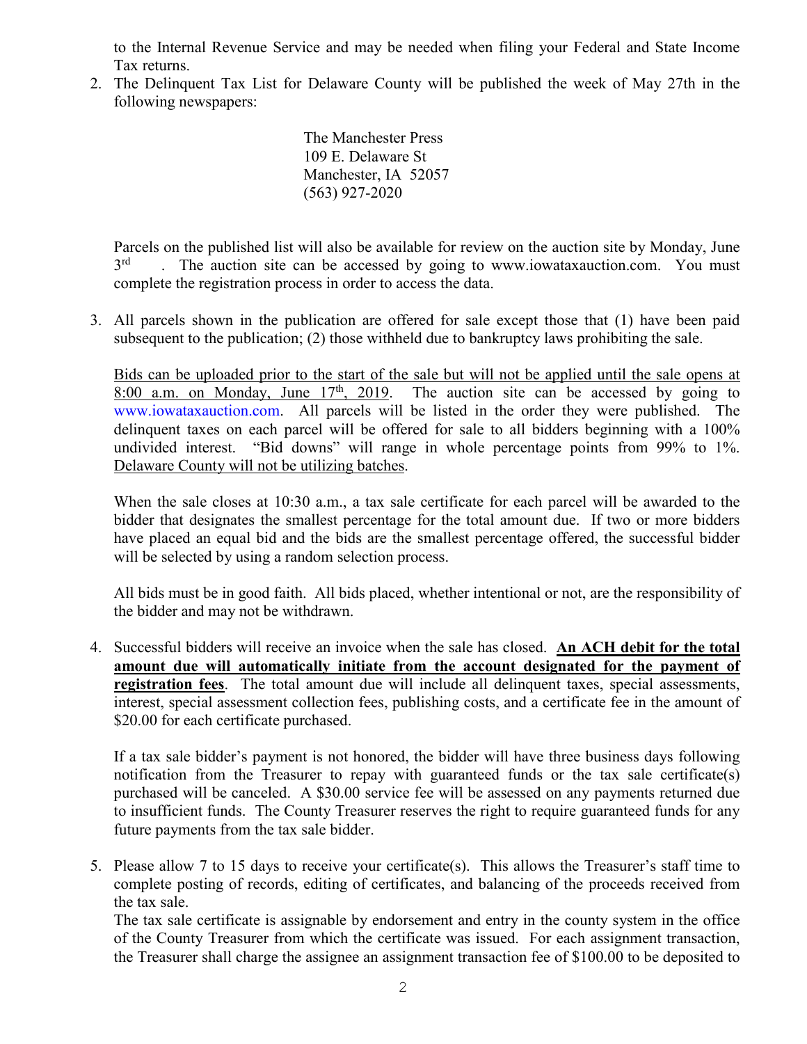to the Internal Revenue Service and may be needed when filing your Federal and State Income Tax returns.

2. The Delinquent Tax List for Delaware County will be published the week of May 27th in the following newspapers:

   The Manchester Press
   109 E. Delaware St
   Manchester, IA 52057
   (563) 927-2020

   Parcels on the published list will also be available for review on the auction site by Monday, June 3rd. The auction site can be accessed by going to www.iowataxauction.com. You must complete the registration process in order to access the data.

3. All parcels shown in the publication are offered for sale except those that (1) have been paid subsequent to the publication; (2) those withheld due to bankruptcy laws prohibiting the sale.

   Bids can be uploaded prior to the start of the sale but will not be applied until the sale opens at 8:00 a.m. on Monday, June 17th, 2019. The auction site can be accessed by going to www.iowataxauction.com. All parcels will be listed in the order they were published. The delinquent taxes on each parcel will be offered for sale to all bidders beginning with a 100% undivided interest. "Bid downs" will range in whole percentage points from 99% to 1%. Delaware County will not be utilizing batches.

   When the sale closes at 10:30 a.m., a tax sale certificate for each parcel will be awarded to the bidder that designates the smallest percentage for the total amount due. If two or more bidders have placed an equal bid and the bids are the smallest percentage offered, the successful bidder will be selected by using a random selection process.

   All bids must be in good faith. All bids placed, whether intentional or not, are the responsibility of the bidder and may not be withdrawn.

4. Successful bidders will receive an invoice when the sale has closed. **An ACH debit for the total amount due will automatically initiate from the account designated for the payment of registration fees**. The total amount due will include all delinquent taxes, special assessments, interest, special assessment collection fees, publishing costs, and a certificate fee in the amount of $20.00 for each certificate purchased.

   If a tax sale bidder's payment is not honored, the bidder will have three business days following notification from the Treasurer to repay with guaranteed funds or the tax sale certificate(s) purchased will be canceled. A $30.00 service fee will be assessed on any payments returned due to insufficient funds. The County Treasurer reserves the right to require guaranteed funds for any future payments from the tax sale bidder.

5. Please allow 7 to 15 days to receive your certificate(s). This allows the Treasurer's staff time to complete posting of records, editing of certificates, and balancing of the proceeds received from the tax sale.
   The tax sale certificate is assignable by endorsement and entry in the county system in the office of the County Treasurer from which the certificate was issued. For each assignment transaction, the Treasurer shall charge the assignee an assignment transaction fee of $100.00 to be deposited to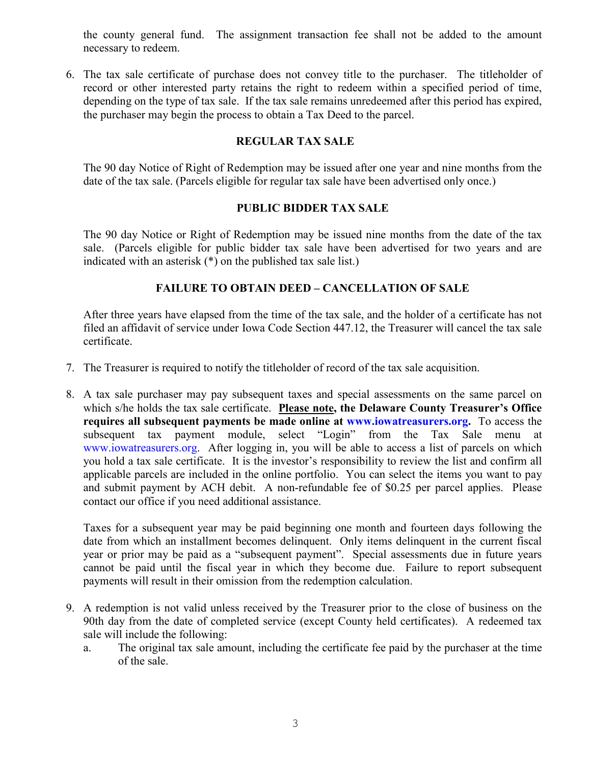the county general fund. The assignment transaction fee shall not be added to the amount necessary to redeem.

6. The tax sale certificate of purchase does not convey title to the purchaser. The titleholder of record or other interested party retains the right to redeem within a specified period of time, depending on the type of tax sale. If the tax sale remains unredeemed after this period has expired, the purchaser may begin the process to obtain a Tax Deed to the parcel.

   **REGULAR TAX SALE**

   The 90 day Notice of Right of Redemption may be issued after one year and nine months from the date of the tax sale. (Parcels eligible for regular tax sale have been advertised only once.)

   **PUBLIC BIDDER TAX SALE**

   The 90 day Notice or Right of Redemption may be issued nine months from the date of the tax sale. (Parcels eligible for public bidder tax sale have been advertised for two years and are indicated with an asterisk (*) on the published tax sale list.)

   **FAILURE TO OBTAIN DEED – CANCELLATION OF SALE**

   After three years have elapsed from the time of the tax sale, and the holder of a certificate has not filed an affidavit of service under Iowa Code Section 447.12, the Treasurer will cancel the tax sale certificate.

7. The Treasurer is required to notify the titleholder of record of the tax sale acquisition.

8. A tax sale purchaser may pay subsequent taxes and special assessments on the same parcel on which s/he holds the tax sale certificate. **Please note, the Delaware County Treasurer's Office requires all subsequent payments be made online at www.iowatreasurers.org.** To access the subsequent tax payment module, select "Login" from the Tax Sale menu at www.iowatreasurers.org. After logging in, you will be able to access a list of parcels on which you hold a tax sale certificate. It is the investor's responsibility to review the list and confirm all applicable parcels are included in the online portfolio. You can select the items you want to pay and submit payment by ACH debit. A non-refundable fee of $0.25 per parcel applies. Please contact our office if you need additional assistance.

   Taxes for a subsequent year may be paid beginning one month and fourteen days following the date from which an installment becomes delinquent. Only items delinquent in the current fiscal year or prior may be paid as a "subsequent payment". Special assessments due in future years cannot be paid until the fiscal year in which they become due. Failure to report subsequent payments will result in their omission from the redemption calculation.

9. A redemption is not valid unless received by the Treasurer prior to the close of business on the 90th day from the date of completed service (except County held certificates). A redeemed tax sale will include the following:
   a. The original tax sale amount, including the certificate fee paid by the purchaser at the time of the sale.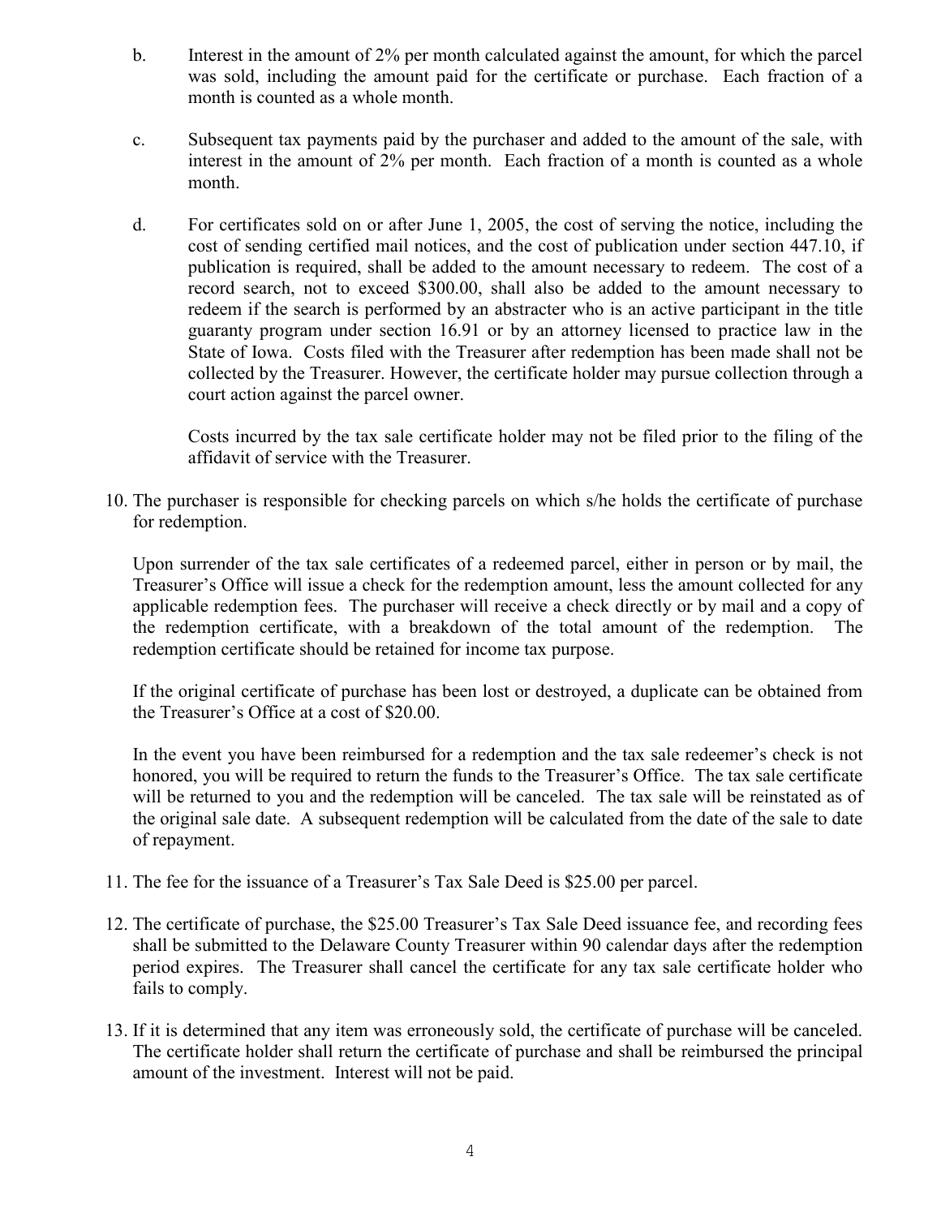b. Interest in the amount of 2% per month calculated against the amount, for which the parcel was sold, including the amount paid for the certificate or purchase. Each fraction of a month is counted as a whole month.

c. Subsequent tax payments paid by the purchaser and added to the amount of the sale, with interest in the amount of 2% per month. Each fraction of a month is counted as a whole month.

d. For certificates sold on or after June 1, 2005, the cost of serving the notice, including the cost of sending certified mail notices, and the cost of publication under section 447.10, if publication is required, shall be added to the amount necessary to redeem. The cost of a record search, not to exceed $300.00, shall also be added to the amount necessary to redeem if the search is performed by an abstracter who is an active participant in the title guaranty program under section 16.91 or by an attorney licensed to practice law in the State of Iowa. Costs filed with the Treasurer after redemption has been made shall not be collected by the Treasurer. However, the certificate holder may pursue collection through a court action against the parcel owner.

   Costs incurred by the tax sale certificate holder may not be filed prior to the filing of the affidavit of service with the Treasurer.

10. The purchaser is responsible for checking parcels on which s/he holds the certificate of purchase for redemption.

    Upon surrender of the tax sale certificates of a redeemed parcel, either in person or by mail, the Treasurer's Office will issue a check for the redemption amount, less the amount collected for any applicable redemption fees. The purchaser will receive a check directly or by mail and a copy of the redemption certificate, with a breakdown of the total amount of the redemption. The redemption certificate should be retained for income tax purpose.

    If the original certificate of purchase has been lost or destroyed, a duplicate can be obtained from the Treasurer's Office at a cost of $20.00.

    In the event you have been reimbursed for a redemption and the tax sale redeemer's check is not honored, you will be required to return the funds to the Treasurer's Office. The tax sale certificate will be returned to you and the redemption will be canceled. The tax sale will be reinstated as of the original sale date. A subsequent redemption will be calculated from the date of the sale to date of repayment.

11. The fee for the issuance of a Treasurer's Tax Sale Deed is $25.00 per parcel.

12. The certificate of purchase, the $25.00 Treasurer's Tax Sale Deed issuance fee, and recording fees shall be submitted to the Delaware County Treasurer within 90 calendar days after the redemption period expires. The Treasurer shall cancel the certificate for any tax sale certificate holder who fails to comply.

13. If it is determined that any item was erroneously sold, the certificate of purchase will be canceled. The certificate holder shall return the certificate of purchase and shall be reimbursed the principal amount of the investment. Interest will not be paid.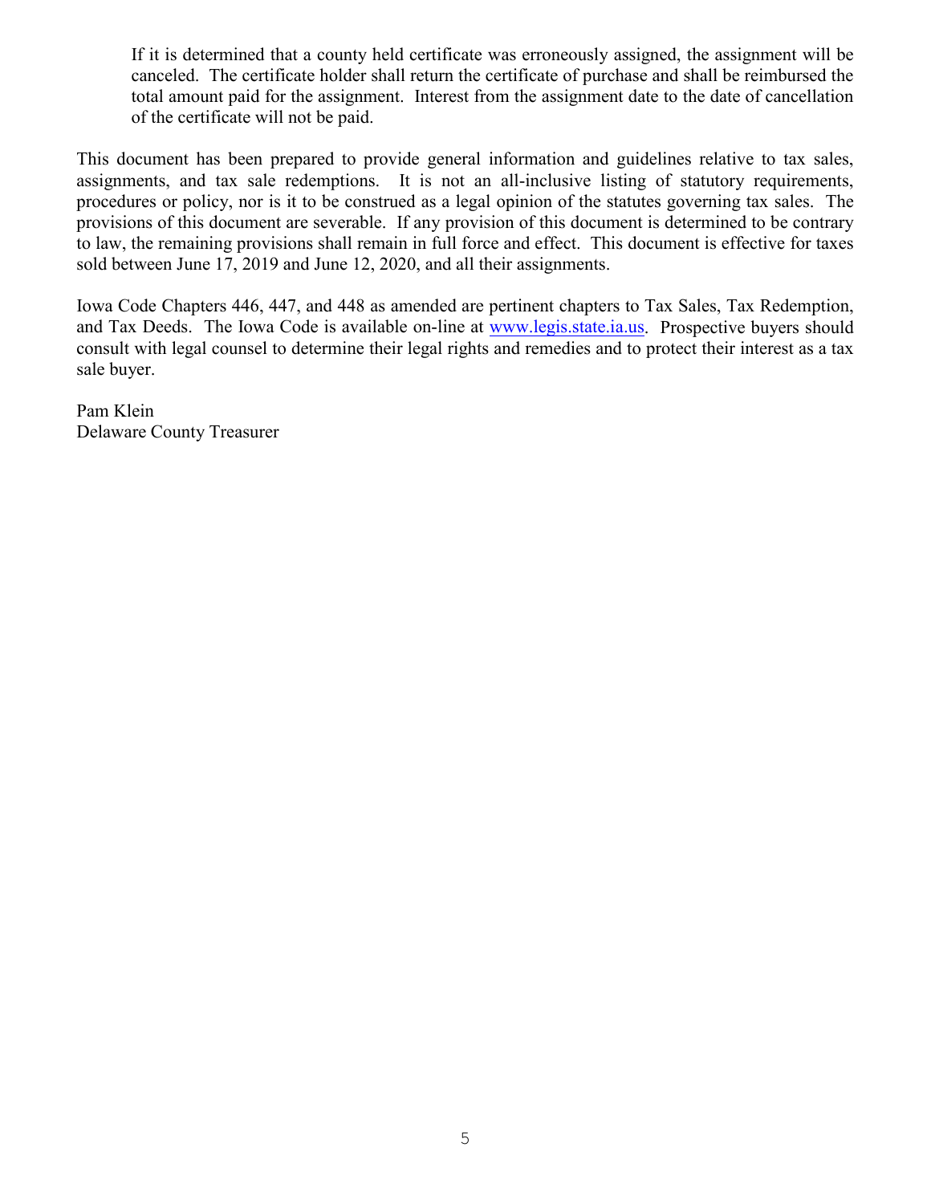If it is determined that a county held certificate was erroneously assigned, the assignment will be canceled. The certificate holder shall return the certificate of purchase and shall be reimbursed the total amount paid for the assignment. Interest from the assignment date to the date of cancellation of the certificate will not be paid.

This document has been prepared to provide general information and guidelines relative to tax sales, assignments, and tax sale redemptions. It is not an all-inclusive listing of statutory requirements, procedures or policy, nor is it to be construed as a legal opinion of the statutes governing tax sales. The provisions of this document are severable. If any provision of this document is determined to be contrary to law, the remaining provisions shall remain in full force and effect. This document is effective for taxes sold between June 17, 2019 and June 12, 2020, and all their assignments.

Iowa Code Chapters 446, 447, and 448 as amended are pertinent chapters to Tax Sales, Tax Redemption, and Tax Deeds. The Iowa Code is available on-line at [www.legis.state.ia.us](http://www.legis.state.ia.us). Prospective buyers should consult with legal counsel to determine their legal rights and remedies and to protect their interest as a tax sale buyer.

Pam Klein
Delaware County Treasurer